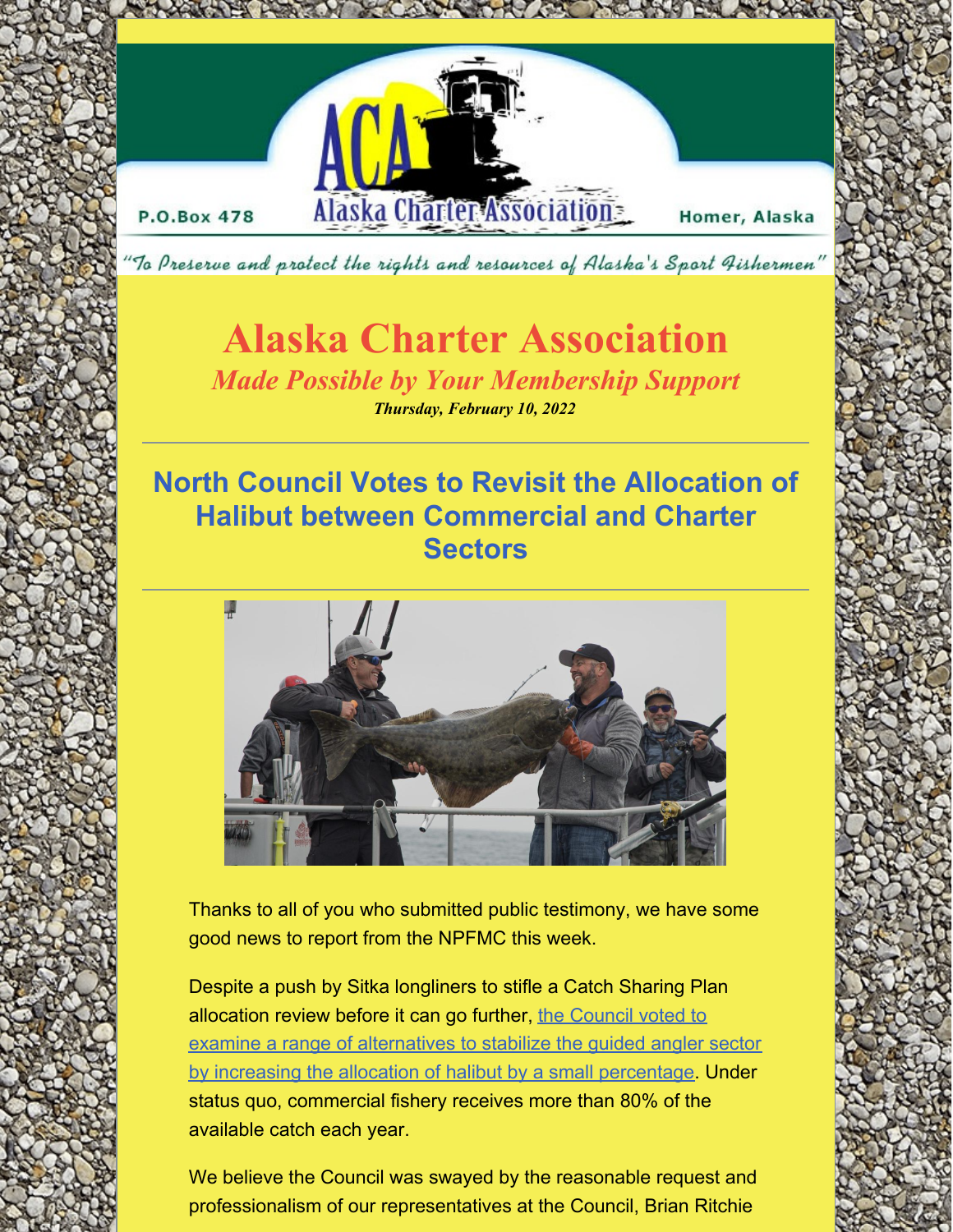P.O.Box 478 — Alaska Charter Association — Homer, Alaska

"To Preserve and protect the rights and resources of Alaska's Sport Fishermen"

# Alaska Charter Association

*Made Possible by Your Membership Support*

***Thursday, February 10, 2022***

## North Council Votes to Revisit the Allocation of Halibut between Commercial and Charter Sectors

Thanks to all of you who submitted public testimony, we have some good news to report from the NPFMC this week.

Despite a push by Sitka longliners to stifle a Catch Sharing Plan allocation review before it can go further, the Council voted to examine a range of alternatives to stabilize the guided angler sector by increasing the allocation of halibut by a small percentage. Under status quo, commercial fishery receives more than 80% of the available catch each year.

We believe the Council was swayed by the reasonable request and professionalism of our representatives at the Council, Brian Ritchie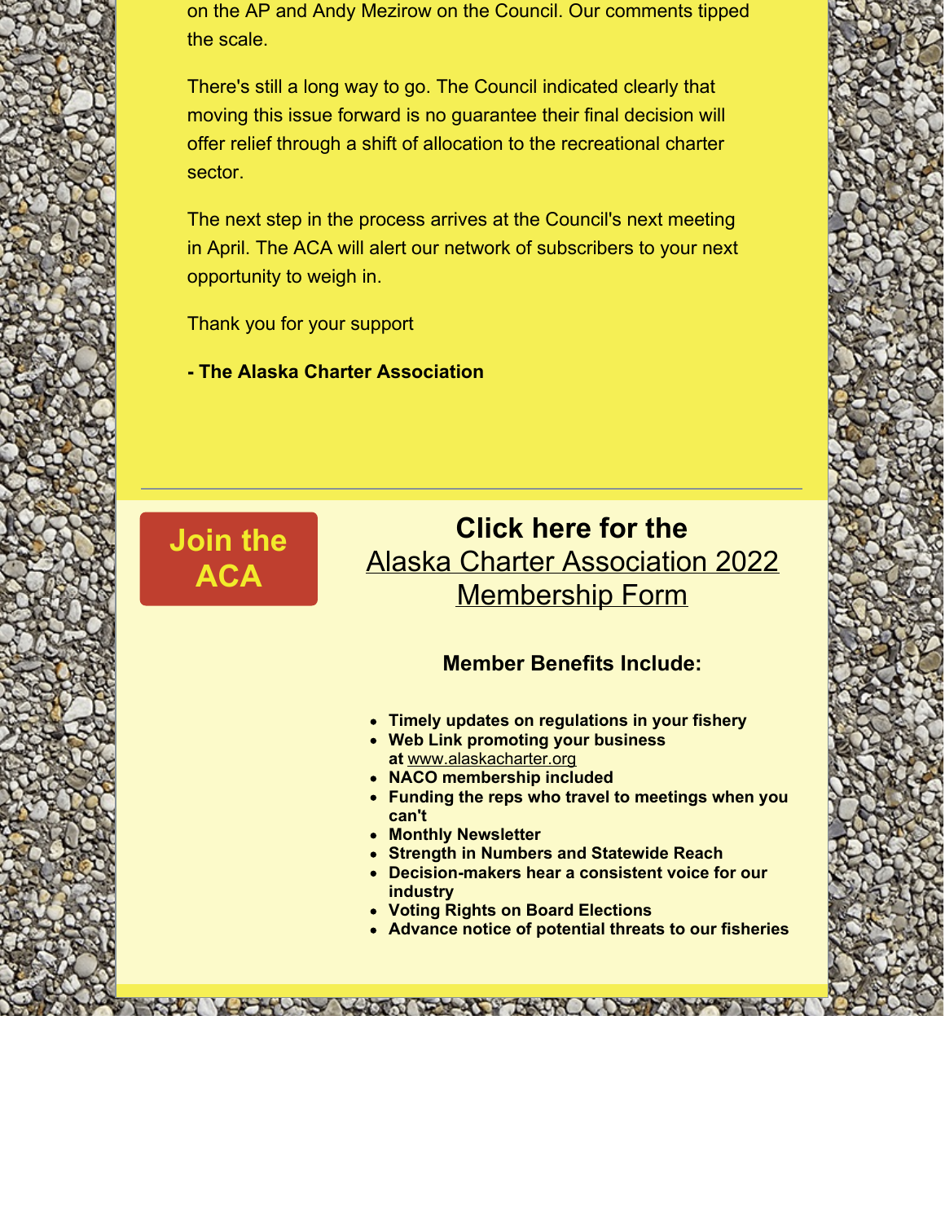on the AP and Andy Mezirow on the Council. Our comments tipped the scale.

There's still a long way to go. The Council indicated clearly that moving this issue forward is no guarantee their final decision will offer relief through a shift of allocation to the recreational charter sector.

The next step in the process arrives at the Council's next meeting in April. The ACA will alert our network of subscribers to your next opportunity to weigh in.

Thank you for your support

**- The Alaska Charter Association**

---

**Join the ACA**

## Click here for the [Alaska Charter Association 2022 Membership Form]

### Member Benefits Include:

- **Timely updates on regulations in your fishery**
- **Web Link promoting your business at** www.alaskacharter.org
- **NACO membership included**
- **Funding the reps who travel to meetings when you can't**
- **Monthly Newsletter**
- **Strength in Numbers and Statewide Reach**
- **Decision-makers hear a consistent voice for our industry**
- **Voting Rights on Board Elections**
- **Advance notice of potential threats to our fisheries**